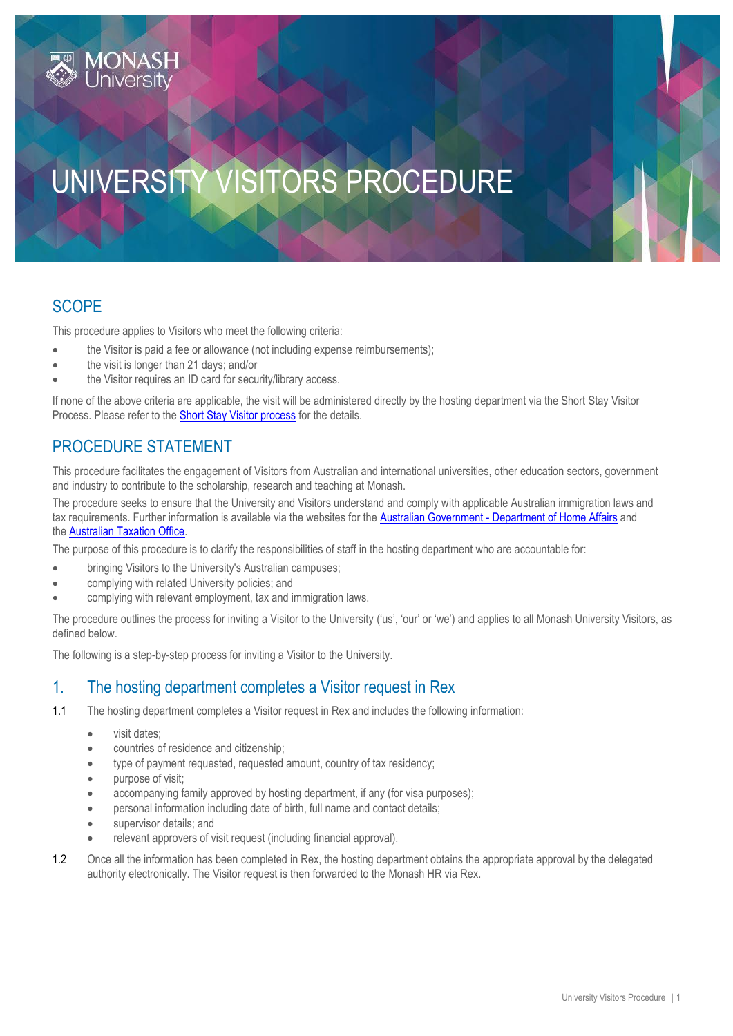# UNIVERSITY VISITORS PROCEDURE

## SCOPE

This procedure applies to Visitors who meet the following criteria:

- the Visitor is paid a fee or allowance (not including expense reimbursements);
- the visit is longer than 21 days; and/or
- the Visitor requires an ID card for security/library access.

If none of the above criteria are applicable, the visit will be administered directly by the hosting department via the Short Stay Visitor Process. Please refer to the Short Stay Visitor process for the details.

## PROCEDURE STATEMENT

This procedure facilitates the engagement of Visitors from Australian and international universities, other education sectors, government and industry to contribute to the scholarship, research and teaching at Monash.

The procedure seeks to ensure that the University and Visitors understand and comply with applicable Australian immigration laws and tax requirements. Further information is available via the websites for the Australian Government - Department of Home Affairs and the Australian Taxation Office.

The purpose of this procedure is to clarify the responsibilities of staff in the hosting department who are accountable for:

- bringing Visitors to the University's Australian campuses;
- complying with related University policies; and
- complying with relevant employment, tax and immigration laws.

The procedure outlines the process for inviting a Visitor to the University ('us', 'our' or 'we') and applies to all Monash University Visitors, as defined below.

The following is a step-by-step process for inviting a Visitor to the University.

## 1. The hosting department completes a Visitor request in Rex

1.1 The hosting department completes a Visitor request in Rex and includes the following information:

- visit dates;
- countries of residence and citizenship;
- type of payment requested, requested amount, country of tax residency;
- purpose of visit;
- accompanying family approved by hosting department, if any (for visa purposes);
- personal information including date of birth, full name and contact details;
- supervisor details; and
- relevant approvers of visit request (including financial approval).

1.2 Once all the information has been completed in Rex, the hosting department obtains the appropriate approval by the delegated authority electronically. The Visitor request is then forwarded to the Monash HR via Rex.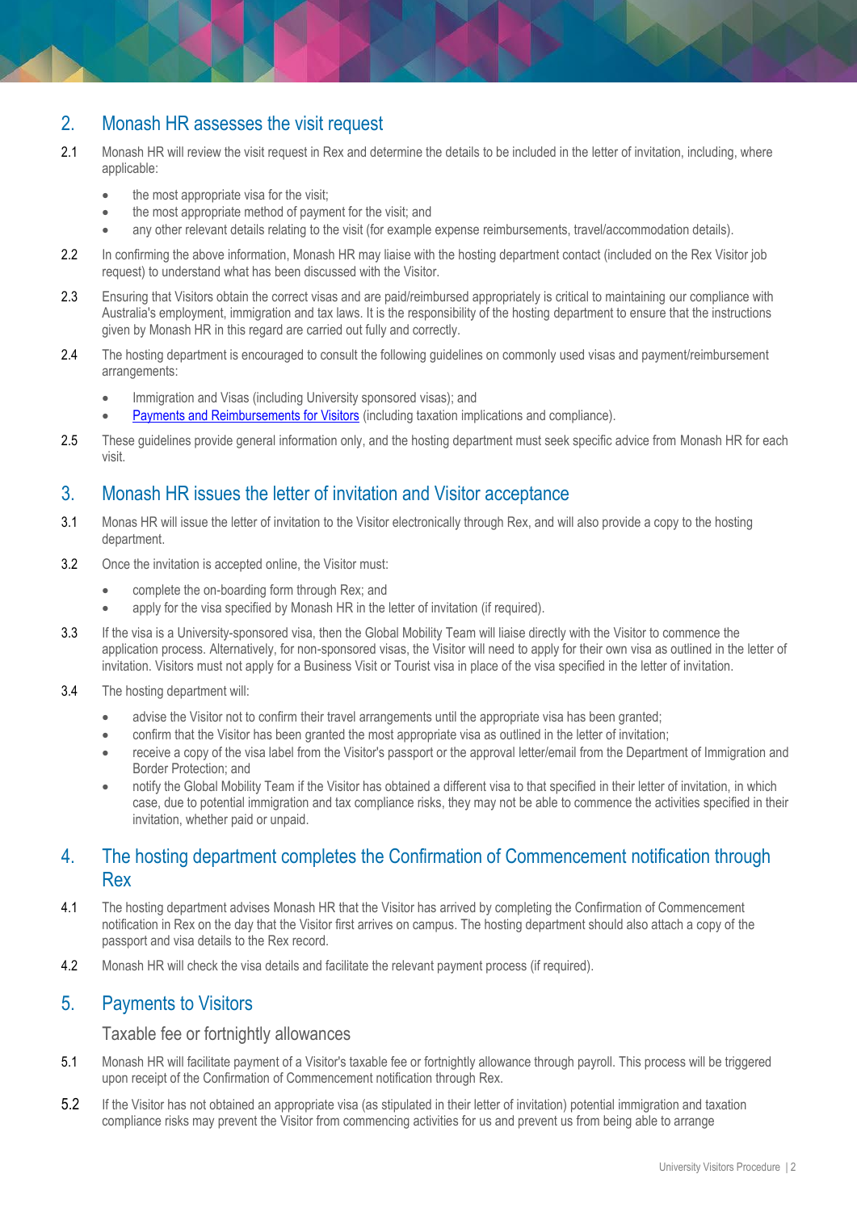## 2. Monash HR assesses the visit request

2.1 Monash HR will review the visit request in Rex and determine the details to be included in the letter of invitation, including, where applicable:

- the most appropriate visa for the visit;
- the most appropriate method of payment for the visit; and
- any other relevant details relating to the visit (for example expense reimbursements, travel/accommodation details).

2.2 In confirming the above information, Monash HR may liaise with the hosting department contact (included on the Rex Visitor job request) to understand what has been discussed with the Visitor.

2.3 Ensuring that Visitors obtain the correct visas and are paid/reimbursed appropriately is critical to maintaining our compliance with Australia's employment, immigration and tax laws. It is the responsibility of the hosting department to ensure that the instructions given by Monash HR in this regard are carried out fully and correctly.

2.4 The hosting department is encouraged to consult the following guidelines on commonly used visas and payment/reimbursement arrangements:

- Immigration and Visas (including University sponsored visas); and
- Payments and Reimbursements for Visitors (including taxation implications and compliance).

2.5 These guidelines provide general information only, and the hosting department must seek specific advice from Monash HR for each visit.

## 3. Monash HR issues the letter of invitation and Visitor acceptance

3.1 Monas HR will issue the letter of invitation to the Visitor electronically through Rex, and will also provide a copy to the hosting department.

3.2 Once the invitation is accepted online, the Visitor must:

- complete the on-boarding form through Rex; and
- apply for the visa specified by Monash HR in the letter of invitation (if required).

3.3 If the visa is a University-sponsored visa, then the Global Mobility Team will liaise directly with the Visitor to commence the application process. Alternatively, for non-sponsored visas, the Visitor will need to apply for their own visa as outlined in the letter of invitation. Visitors must not apply for a Business Visit or Tourist visa in place of the visa specified in the letter of invitation.

3.4 The hosting department will:

- advise the Visitor not to confirm their travel arrangements until the appropriate visa has been granted;
- confirm that the Visitor has been granted the most appropriate visa as outlined in the letter of invitation;
- receive a copy of the visa label from the Visitor's passport or the approval letter/email from the Department of Immigration and Border Protection; and
- notify the Global Mobility Team if the Visitor has obtained a different visa to that specified in their letter of invitation, in which case, due to potential immigration and tax compliance risks, they may not be able to commence the activities specified in their invitation, whether paid or unpaid.

## 4. The hosting department completes the Confirmation of Commencement notification through Rex

4.1 The hosting department advises Monash HR that the Visitor has arrived by completing the Confirmation of Commencement notification in Rex on the day that the Visitor first arrives on campus. The hosting department should also attach a copy of the passport and visa details to the Rex record.

4.2 Monash HR will check the visa details and facilitate the relevant payment process (if required).

## 5. Payments to Visitors

### Taxable fee or fortnightly allowances

5.1 Monash HR will facilitate payment of a Visitor's taxable fee or fortnightly allowance through payroll. This process will be triggered upon receipt of the Confirmation of Commencement notification through Rex.

5.2 If the Visitor has not obtained an appropriate visa (as stipulated in their letter of invitation) potential immigration and taxation compliance risks may prevent the Visitor from commencing activities for us and prevent us from being able to arrange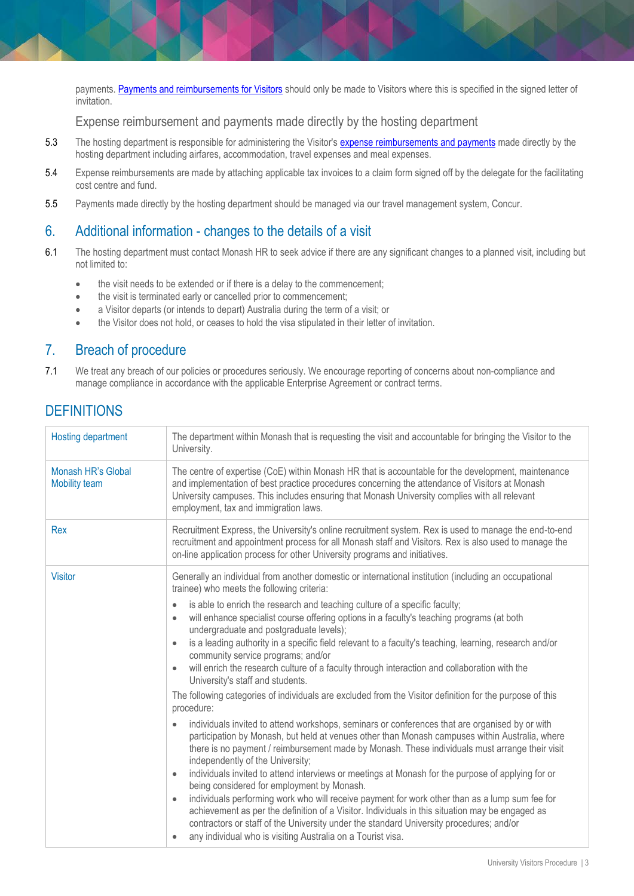payments. [Payments and reimbursements for Visitors] should only be made to Visitors where this is specified in the signed letter of invitation.

### Expense reimbursement and payments made directly by the hosting department

5.3 The hosting department is responsible for administering the Visitor's expense reimbursements and payments made directly by the hosting department including airfares, accommodation, travel expenses and meal expenses.

5.4 Expense reimbursements are made by attaching applicable tax invoices to a claim form signed off by the delegate for the facilitating cost centre and fund.

5.5 Payments made directly by the hosting department should be managed via our travel management system, Concur.

## 6. Additional information - changes to the details of a visit

6.1 The hosting department must contact Monash HR to seek advice if there are any significant changes to a planned visit, including but not limited to:

- the visit needs to be extended or if there is a delay to the commencement;
- the visit is terminated early or cancelled prior to commencement;
- a Visitor departs (or intends to depart) Australia during the term of a visit; or
- the Visitor does not hold, or ceases to hold the visa stipulated in their letter of invitation.

## 7. Breach of procedure

7.1 We treat any breach of our policies or procedures seriously. We encourage reporting of concerns about non-compliance and manage compliance in accordance with the applicable Enterprise Agreement or contract terms.

## DEFINITIONS

| Term | Definition |
|---|---|
| Hosting department | The department within Monash that is requesting the visit and accountable for bringing the Visitor to the University. |
| Monash HR's Global Mobility team | The centre of expertise (CoE) within Monash HR that is accountable for the development, maintenance and implementation of best practice procedures concerning the attendance of Visitors at Monash University campuses. This includes ensuring that Monash University complies with all relevant employment, tax and immigration laws. |
| Rex | Recruitment Express, the University's online recruitment system. Rex is used to manage the end-to-end recruitment and appointment process for all Monash staff and Visitors. Rex is also used to manage the on-line application process for other University programs and initiatives. |
| Visitor | Generally an individual from another domestic or international institution (including an occupational trainee) who meets the following criteria:<br>• is able to enrich the research and teaching culture of a specific faculty;<br>• will enhance specialist course offering options in a faculty's teaching programs (at both undergraduate and postgraduate levels);<br>• is a leading authority in a specific field relevant to a faculty's teaching, learning, research and/or community service programs; and/or<br>• will enrich the research culture of a faculty through interaction and collaboration with the University's staff and students.<br>The following categories of individuals are excluded from the Visitor definition for the purpose of this procedure:<br>• individuals invited to attend workshops, seminars or conferences that are organised by or with participation by Monash, but held at venues other than Monash campuses within Australia, where there is no payment / reimbursement made by Monash. These individuals must arrange their visit independently of the University;<br>• individuals invited to attend interviews or meetings at Monash for the purpose of applying for or being considered for employment by Monash.<br>• individuals performing work who will receive payment for work other than as a lump sum fee for achievement as per the definition of a Visitor. Individuals in this situation may be engaged as contractors or staff of the University under the standard University procedures; and/or<br>• any individual who is visiting Australia on a Tourist visa. |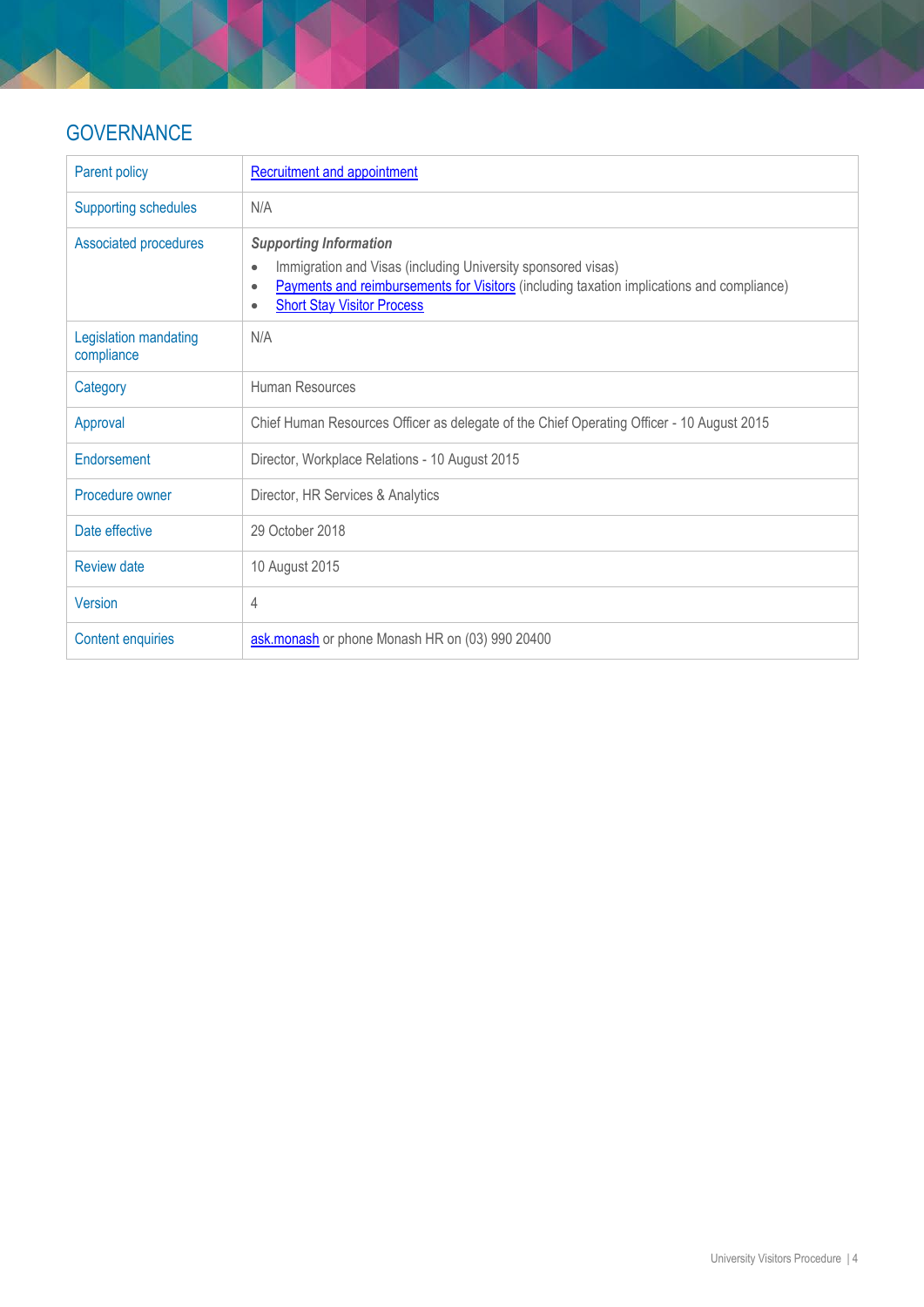## GOVERNANCE

| | |
|---|---|
| Parent policy | Recruitment and appointment |
| Supporting schedules | N/A |
| Associated procedures | ***Supporting Information*** <br> • Immigration and Visas (including University sponsored visas) <br> • Payments and reimbursements for Visitors (including taxation implications and compliance) <br> • Short Stay Visitor Process |
| Legislation mandating compliance | N/A |
| Category | Human Resources |
| Approval | Chief Human Resources Officer as delegate of the Chief Operating Officer - 10 August 2015 |
| Endorsement | Director, Workplace Relations - 10 August 2015 |
| Procedure owner | Director, HR Services & Analytics |
| Date effective | 29 October 2018 |
| Review date | 10 August 2015 |
| Version | 4 |
| Content enquiries | ask.monash or phone Monash HR on (03) 990 20400 |